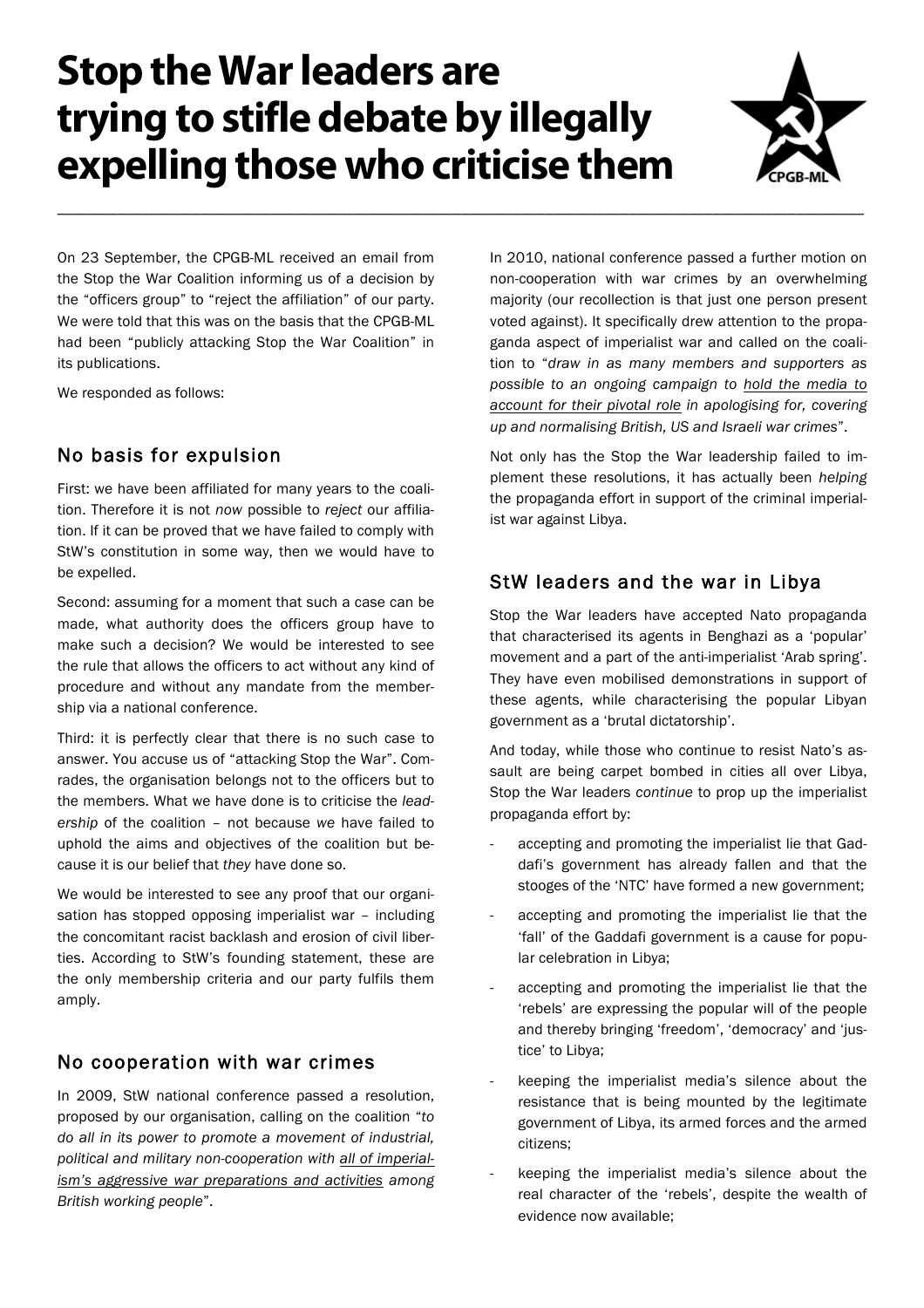# Stop the War leaders are trying to stifle debate by illegally expelling those who criticise them

On 23 September, the CPGB-ML received an email from the Stop the War Coalition informing us of a decision by the "officers group" to "reject the affiliation" of our party. We were told that this was on the basis that the CPGB-ML had been "publicly attacking Stop the War Coalition" in its publications.

We responded as follows:

## No basis for expulsion

First: we have been affiliated for many years to the coalition. Therefore it is not *now* possible to *reject* our affiliation. If it can be proved that we have failed to comply with StW's constitution in some way, then we would have to be expelled.

Second: assuming for a moment that such a case can be made, what authority does the officers group have to make such a decision? We would be interested to see the rule that allows the officers to act without any kind of procedure and without any mandate from the membership via a national conference.

Third: it is perfectly clear that there is no such case to answer. You accuse us of "attacking Stop the War". Comrades, the organisation belongs not to the officers but to the members. What we have done is to criticise the *leadership* of the coalition – not because *we* have failed to uphold the aims and objectives of the coalition but because it is our belief that *they* have done so.

We would be interested to see any proof that our organisation has stopped opposing imperialist war – including the concomitant racist backlash and erosion of civil liberties. According to StW's founding statement, these are the only membership criteria and our party fulfils them amply.

## No cooperation with war crimes

In 2009, StW national conference passed a resolution, proposed by our organisation, calling on the coalition "*to do all in its power to promote a movement of industrial, political and military non-cooperation with <u>all of imperialism's aggressive war preparations and activities</u> among British working people*".

In 2010, national conference passed a further motion on non-cooperation with war crimes by an overwhelming majority (our recollection is that just one person present voted against). It specifically drew attention to the propaganda aspect of imperialist war and called on the coalition to "*draw in as many members and supporters as possible to an ongoing campaign to <u>hold the media to account for their pivotal role</u> in apologising for, covering up and normalising British, US and Israeli war crimes*".

Not only has the Stop the War leadership failed to implement these resolutions, it has actually been *helping* the propaganda effort in support of the criminal imperialist war against Libya.

## StW leaders and the war in Libya

Stop the War leaders have accepted Nato propaganda that characterised its agents in Benghazi as a 'popular' movement and a part of the anti-imperialist 'Arab spring'. They have even mobilised demonstrations in support of these agents, while characterising the popular Libyan government as a 'brutal dictatorship'.

And today, while those who continue to resist Nato's assault are being carpet bombed in cities all over Libya, Stop the War leaders *continue* to prop up the imperialist propaganda effort by:

- accepting and promoting the imperialist lie that Gaddafi's government has already fallen and that the stooges of the 'NTC' have formed a new government;
- accepting and promoting the imperialist lie that the 'fall' of the Gaddafi government is a cause for popular celebration in Libya;
- accepting and promoting the imperialist lie that the 'rebels' are expressing the popular will of the people and thereby bringing 'freedom', 'democracy' and 'justice' to Libya;
- keeping the imperialist media's silence about the resistance that is being mounted by the legitimate government of Libya, its armed forces and the armed citizens;
- keeping the imperialist media's silence about the real character of the 'rebels', despite the wealth of evidence now available;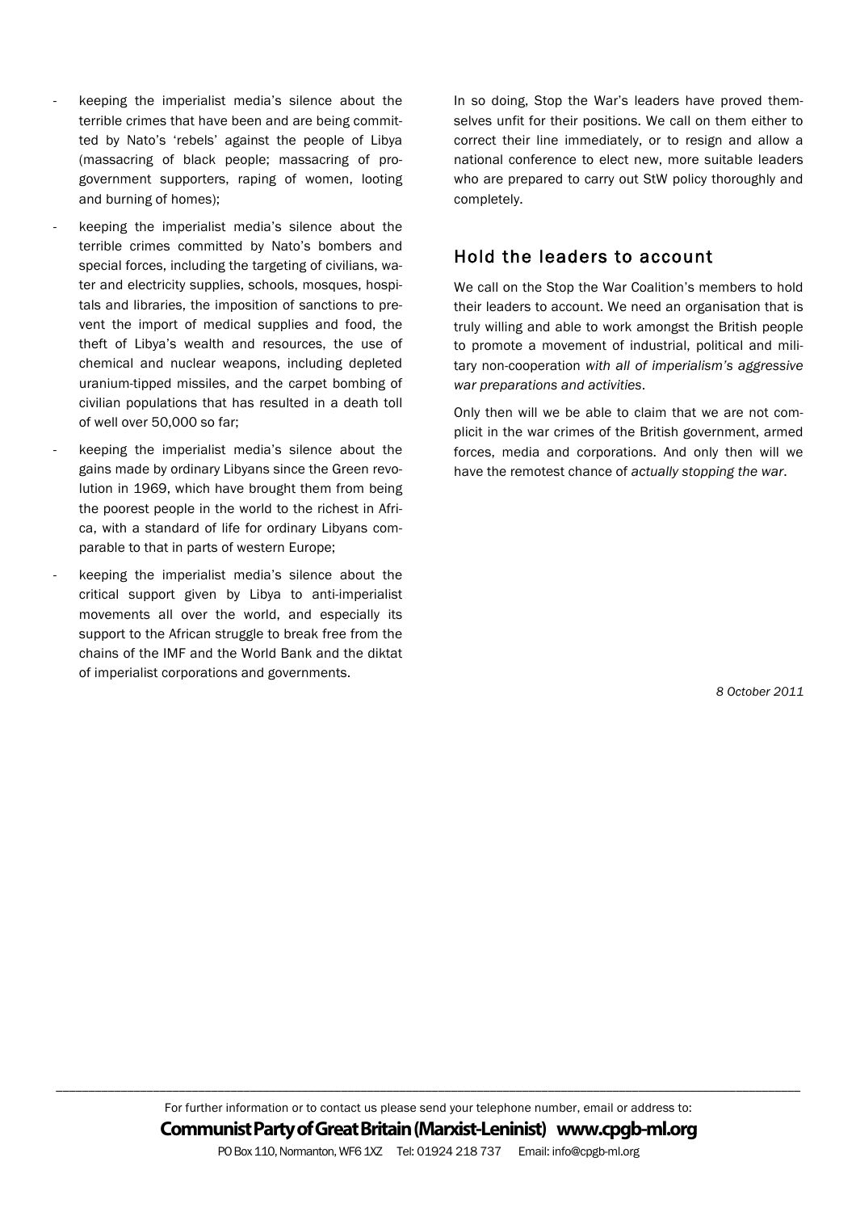- keeping the imperialist media's silence about the terrible crimes that have been and are being committed by Nato's 'rebels' against the people of Libya (massacring of black people; massacring of pro-government supporters, raping of women, looting and burning of homes);
- keeping the imperialist media's silence about the terrible crimes committed by Nato's bombers and special forces, including the targeting of civilians, water and electricity supplies, schools, mosques, hospitals and libraries, the imposition of sanctions to prevent the import of medical supplies and food, the theft of Libya's wealth and resources, the use of chemical and nuclear weapons, including depleted uranium-tipped missiles, and the carpet bombing of civilian populations that has resulted in a death toll of well over 50,000 so far;
- keeping the imperialist media's silence about the gains made by ordinary Libyans since the Green revolution in 1969, which have brought them from being the poorest people in the world to the richest in Africa, with a standard of life for ordinary Libyans comparable to that in parts of western Europe;
- keeping the imperialist media's silence about the critical support given by Libya to anti-imperialist movements all over the world, and especially its support to the African struggle to break free from the chains of the IMF and the World Bank and the diktat of imperialist corporations and governments.

In so doing, Stop the War's leaders have proved themselves unfit for their positions. We call on them either to correct their line immediately, or to resign and allow a national conference to elect new, more suitable leaders who are prepared to carry out StW policy thoroughly and completely.

## Hold the leaders to account

We call on the Stop the War Coalition's members to hold their leaders to account. We need an organisation that is truly willing and able to work amongst the British people to promote a movement of industrial, political and military non-cooperation *with all of imperialism's aggressive war preparations and activities*.

Only then will we be able to claim that we are not complicit in the war crimes of the British government, armed forces, media and corporations. And only then will we have the remotest chance of *actually stopping the war*.

*8 October 2011*

For further information or to contact us please send your telephone number, email or address to:

**Communist Party of Great Britain (Marxist-Leninist) www.cpgb-ml.org**

PO Box 110, Normanton, WF6 1XZ Tel: 01924 218 737 Email: info@cpgb-ml.org